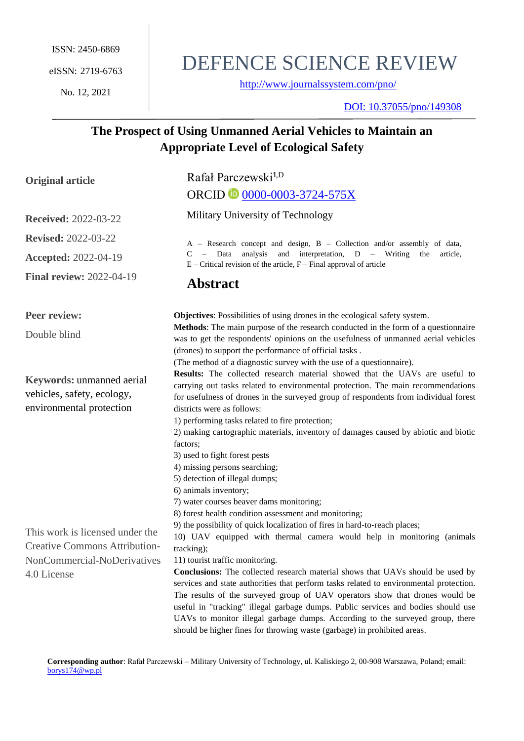ISSN: 2450-6869

eISSN: 2719-6763

No. 12, 2021

# DEFENCE SCIENCE REVIEW

http://www.journalssystem.com/pno/

DOI: 10.37055/pno/149308

## The Prospect of Using Unmanned Aerial Vehicles to Maintain an Appropriate Level of Ecological Safety

**Original article**

**Received:** 2022-03-22

**Revised:** 2022-03-22

**Accepted:** 2022-04-19

**Final review:** 2022-04-19

**Peer review:**

Double blind

**Keywords:** unmanned aerial vehicles, safety, ecology, environmental protection

This work is licensed under the Creative Commons Attribution-NonCommercial-NoDerivatives 4.0 License

Rafał Parczewski[1,D]

ORCID 0000-0003-3724-575X

Military University of Technology

A – Research concept and design, B – Collection and/or assembly of data, C – Data analysis and interpretation, D – Writing the article, E – Critical revision of the article, F – Final approval of article

## Abstract

**Objectives**: Possibilities of using drones in the ecological safety system.

**Methods**: The main purpose of the research conducted in the form of a questionnaire was to get the respondents' opinions on the usefulness of unmanned aerial vehicles (drones) to support the performance of official tasks .

(The method of a diagnostic survey with the use of a questionnaire).

**Results:** The collected research material showed that the UAVs are useful to carrying out tasks related to environmental protection. The main recommendations for usefulness of drones in the surveyed group of respondents from individual forest districts were as follows:

1) performing tasks related to fire protection;
2) making cartographic materials, inventory of damages caused by abiotic and biotic factors;
3) used to fight forest pests
4) missing persons searching;
5) detection of illegal dumps;
6) animals inventory;
7) water courses beaver dams monitoring;
8) forest health condition assessment and monitoring;
9) the possibility of quick localization of fires in hard-to-reach places;
10) UAV equipped with thermal camera would help in monitoring (animals tracking);
11) tourist traffic monitoring.

**Conclusions:** The collected research material shows that UAVs should be used by services and state authorities that perform tasks related to environmental protection. The results of the surveyed group of UAV operators show that drones would be useful in "tracking" illegal garbage dumps. Public services and bodies should use UAVs to monitor illegal garbage dumps. According to the surveyed group, there should be higher fines for throwing waste (garbage) in prohibited areas.

**Corresponding author**: Rafał Parczewski – Military University of Technology, ul. Kaliskiego 2, 00-908 Warszawa, Poland; email: borys174@wp.pl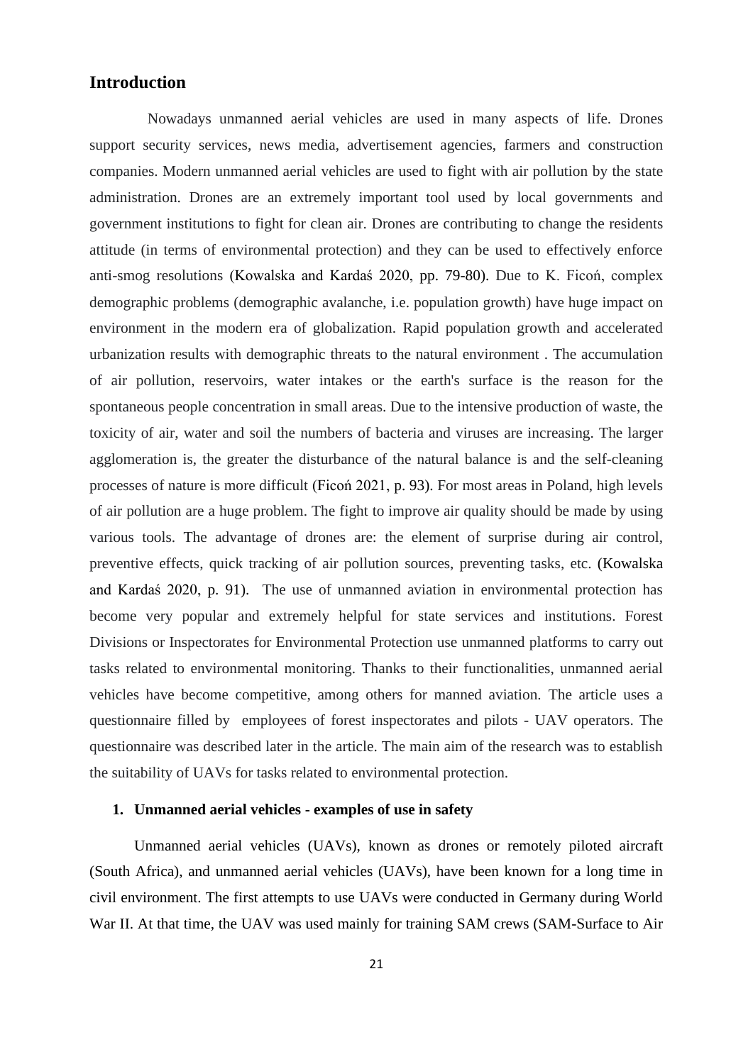## Introduction

Nowadays unmanned aerial vehicles are used in many aspects of life. Drones support security services, news media, advertisement agencies, farmers and construction companies. Modern unmanned aerial vehicles are used to fight with air pollution by the state administration. Drones are an extremely important tool used by local governments and government institutions to fight for clean air. Drones are contributing to change the residents attitude (in terms of environmental protection) and they can be used to effectively enforce anti-smog resolutions (Kowalska and Kardaś 2020, pp. 79-80). Due to K. Ficoń, complex demographic problems (demographic avalanche, i.e. population growth) have huge impact on environment in the modern era of globalization. Rapid population growth and accelerated urbanization results with demographic threats to the natural environment . The accumulation of air pollution, reservoirs, water intakes or the earth's surface is the reason for the spontaneous people concentration in small areas. Due to the intensive production of waste, the toxicity of air, water and soil the numbers of bacteria and viruses are increasing. The larger agglomeration is, the greater the disturbance of the natural balance is and the self-cleaning processes of nature is more difficult (Ficoń 2021, p. 93). For most areas in Poland, high levels of air pollution are a huge problem. The fight to improve air quality should be made by using various tools. The advantage of drones are: the element of surprise during air control, preventive effects, quick tracking of air pollution sources, preventing tasks, etc. (Kowalska and Kardaś 2020, p. 91). The use of unmanned aviation in environmental protection has become very popular and extremely helpful for state services and institutions. Forest Divisions or Inspectorates for Environmental Protection use unmanned platforms to carry out tasks related to environmental monitoring. Thanks to their functionalities, unmanned aerial vehicles have become competitive, among others for manned aviation. The article uses a questionnaire filled by employees of forest inspectorates and pilots - UAV operators. The questionnaire was described later in the article. The main aim of the research was to establish the suitability of UAVs for tasks related to environmental protection.

### 1. Unmanned aerial vehicles - examples of use in safety

Unmanned aerial vehicles (UAVs), known as drones or remotely piloted aircraft (South Africa), and unmanned aerial vehicles (UAVs), have been known for a long time in civil environment. The first attempts to use UAVs were conducted in Germany during World War II. At that time, the UAV was used mainly for training SAM crews (SAM-Surface to Air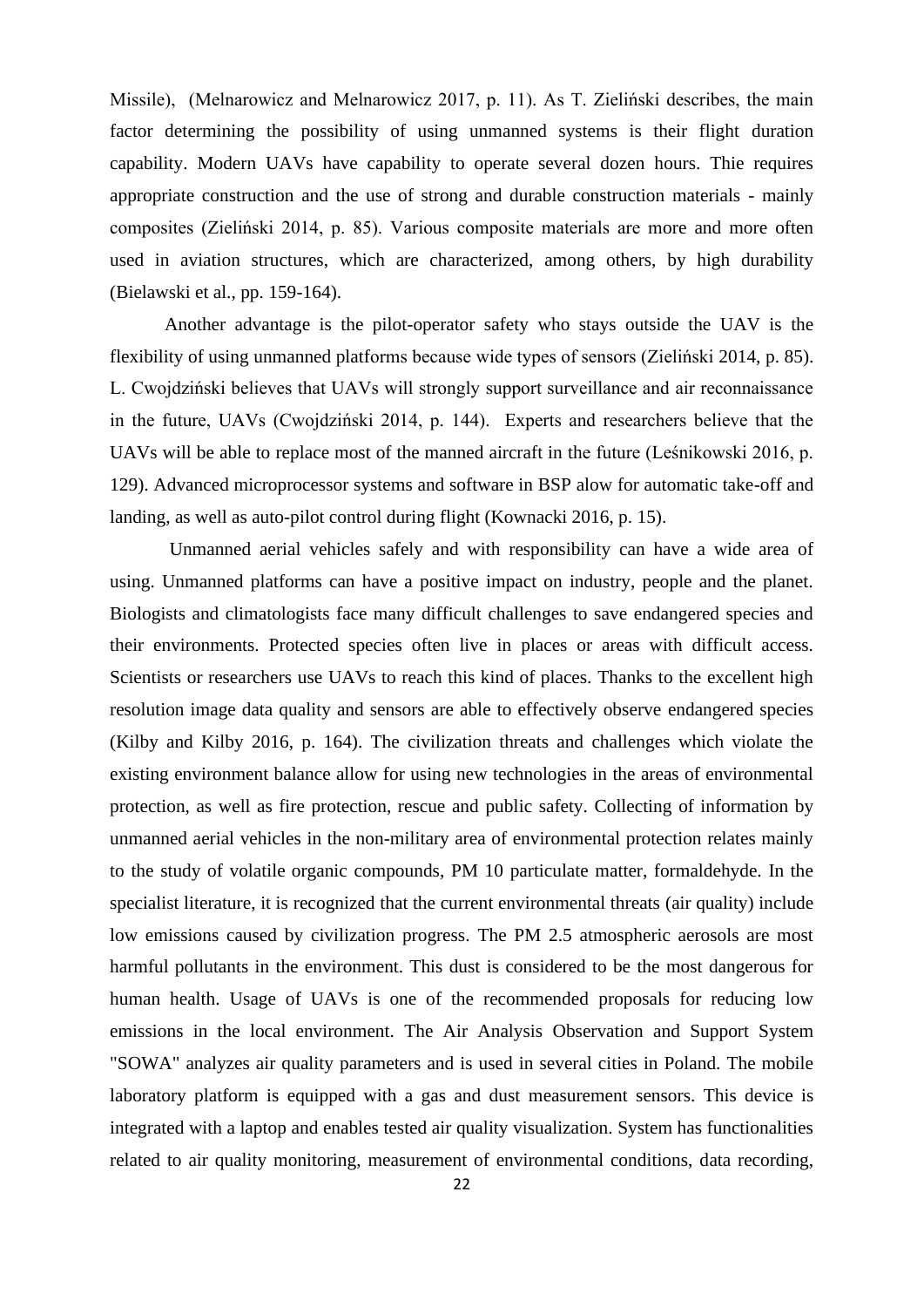Missile), (Melnarowicz and Melnarowicz 2017, p. 11). As T. Zieliński describes, the main factor determining the possibility of using unmanned systems is their flight duration capability. Modern UAVs have capability to operate several dozen hours. Thie requires appropriate construction and the use of strong and durable construction materials - mainly composites (Zieliński 2014, p. 85). Various composite materials are more and more often used in aviation structures, which are characterized, among others, by high durability (Bielawski et al., pp. 159-164).

Another advantage is the pilot-operator safety who stays outside the UAV is the flexibility of using unmanned platforms because wide types of sensors (Zieliński 2014, p. 85). L. Cwojdziński believes that UAVs will strongly support surveillance and air reconnaissance in the future, UAVs (Cwojdziński 2014, p. 144). Experts and researchers believe that the UAVs will be able to replace most of the manned aircraft in the future (Leśnikowski 2016, p. 129). Advanced microprocessor systems and software in BSP alow for automatic take-off and landing, as well as auto-pilot control during flight (Kownacki 2016, p. 15).

Unmanned aerial vehicles safely and with responsibility can have a wide area of using. Unmanned platforms can have a positive impact on industry, people and the planet. Biologists and climatologists face many difficult challenges to save endangered species and their environments. Protected species often live in places or areas with difficult access. Scientists or researchers use UAVs to reach this kind of places. Thanks to the excellent high resolution image data quality and sensors are able to effectively observe endangered species (Kilby and Kilby 2016, p. 164). The civilization threats and challenges which violate the existing environment balance allow for using new technologies in the areas of environmental protection, as well as fire protection, rescue and public safety. Collecting of information by unmanned aerial vehicles in the non-military area of environmental protection relates mainly to the study of volatile organic compounds, PM 10 particulate matter, formaldehyde. In the specialist literature, it is recognized that the current environmental threats (air quality) include low emissions caused by civilization progress. The PM 2.5 atmospheric aerosols are most harmful pollutants in the environment. This dust is considered to be the most dangerous for human health. Usage of UAVs is one of the recommended proposals for reducing low emissions in the local environment. The Air Analysis Observation and Support System "SOWA" analyzes air quality parameters and is used in several cities in Poland. The mobile laboratory platform is equipped with a gas and dust measurement sensors. This device is integrated with a laptop and enables tested air quality visualization. System has functionalities related to air quality monitoring, measurement of environmental conditions, data recording,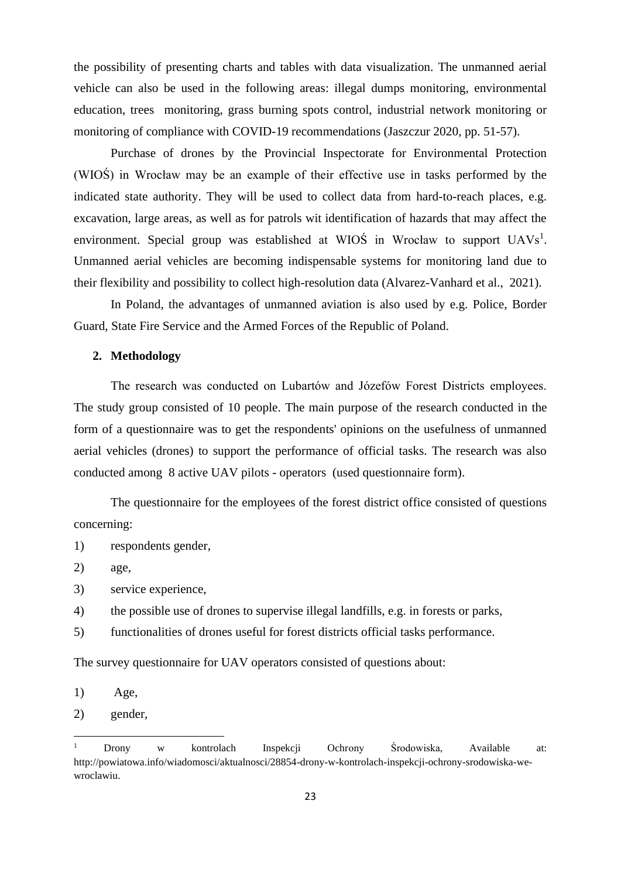the possibility of presenting charts and tables with data visualization. The unmanned aerial vehicle can also be used in the following areas: illegal dumps monitoring, environmental education, trees monitoring, grass burning spots control, industrial network monitoring or monitoring of compliance with COVID-19 recommendations (Jaszczur 2020, pp. 51-57).

Purchase of drones by the Provincial Inspectorate for Environmental Protection (WIOŚ) in Wrocław may be an example of their effective use in tasks performed by the indicated state authority. They will be used to collect data from hard-to-reach places, e.g. excavation, large areas, as well as for patrols wit identification of hazards that may affect the environment. Special group was established at WIOŚ in Wrocław to support UAVs[1]. Unmanned aerial vehicles are becoming indispensable systems for monitoring land due to their flexibility and possibility to collect high-resolution data (Alvarez-Vanhard et al., 2021).

In Poland, the advantages of unmanned aviation is also used by e.g. Police, Border Guard, State Fire Service and the Armed Forces of the Republic of Poland.

## 2. Methodology

The research was conducted on Lubartów and Józefów Forest Districts employees. The study group consisted of 10 people. The main purpose of the research conducted in the form of a questionnaire was to get the respondents' opinions on the usefulness of unmanned aerial vehicles (drones) to support the performance of official tasks. The research was also conducted among 8 active UAV pilots - operators (used questionnaire form).

The questionnaire for the employees of the forest district office consisted of questions concerning:

1) respondents gender,
2) age,
3) service experience,
4) the possible use of drones to supervise illegal landfills, e.g. in forests or parks,
5) functionalities of drones useful for forest districts official tasks performance.

The survey questionnaire for UAV operators consisted of questions about:

1) Age,
2) gender,

[1] Drony w kontrolach Inspekcji Ochrony Środowiska, Available at: http://powiatowa.info/wiadomosci/aktualnosci/28854-drony-w-kontrolach-inspekcji-ochrony-srodowiska-we-wroclawiu.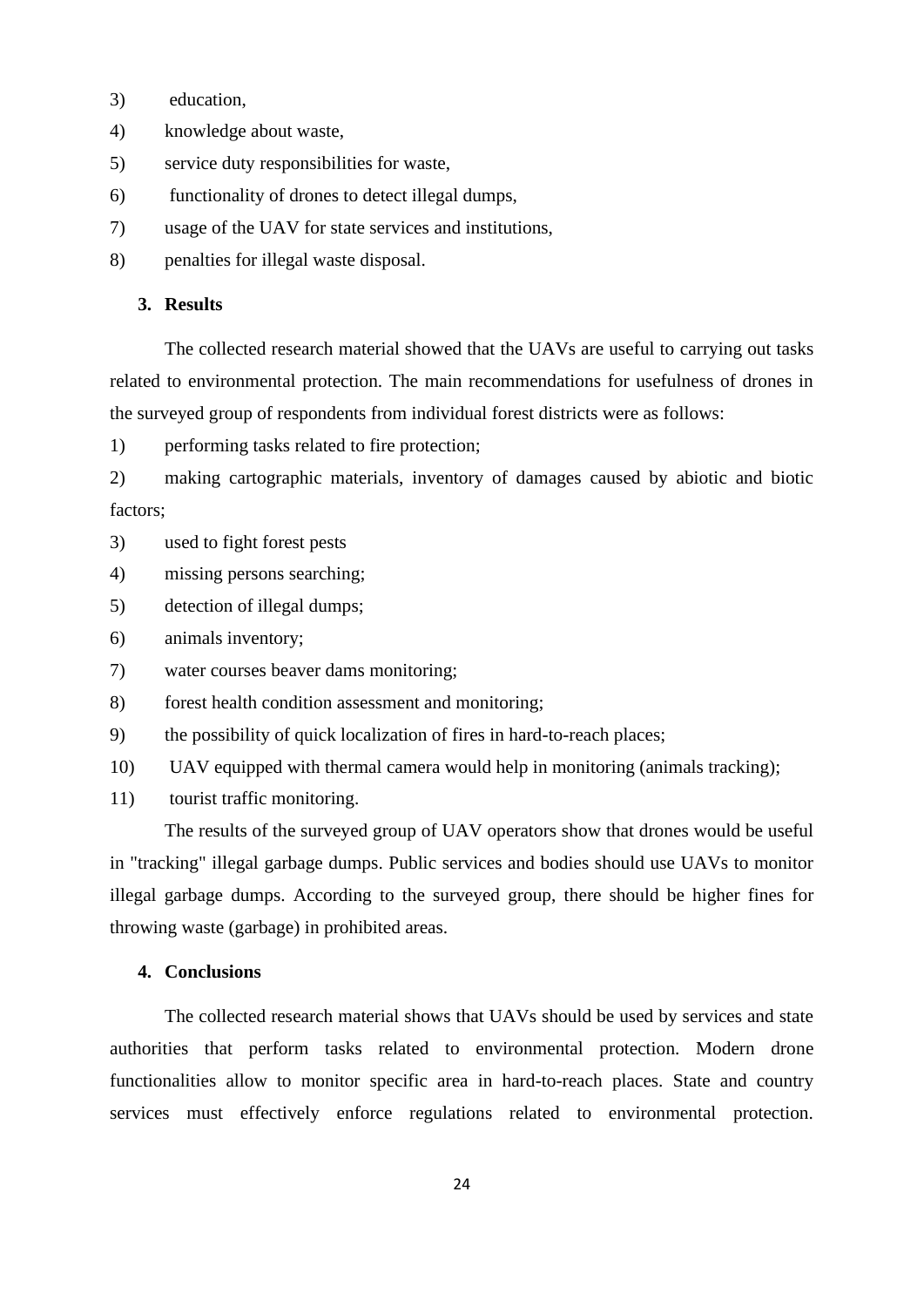3) education,
4) knowledge about waste,
5) service duty responsibilities for waste,
6) functionality of drones to detect illegal dumps,
7) usage of the UAV for state services and institutions,
8) penalties for illegal waste disposal.

## 3. Results

The collected research material showed that the UAVs are useful to carrying out tasks related to environmental protection. The main recommendations for usefulness of drones in the surveyed group of respondents from individual forest districts were as follows:

1) performing tasks related to fire protection;
2) making cartographic materials, inventory of damages caused by abiotic and biotic factors;
3) used to fight forest pests
4) missing persons searching;
5) detection of illegal dumps;
6) animals inventory;
7) water courses beaver dams monitoring;
8) forest health condition assessment and monitoring;
9) the possibility of quick localization of fires in hard-to-reach places;
10) UAV equipped with thermal camera would help in monitoring (animals tracking);
11) tourist traffic monitoring.

The results of the surveyed group of UAV operators show that drones would be useful in "tracking" illegal garbage dumps. Public services and bodies should use UAVs to monitor illegal garbage dumps. According to the surveyed group, there should be higher fines for throwing waste (garbage) in prohibited areas.

## 4. Conclusions

The collected research material shows that UAVs should be used by services and state authorities that perform tasks related to environmental protection. Modern drone functionalities allow to monitor specific area in hard-to-reach places. State and country services must effectively enforce regulations related to environmental protection.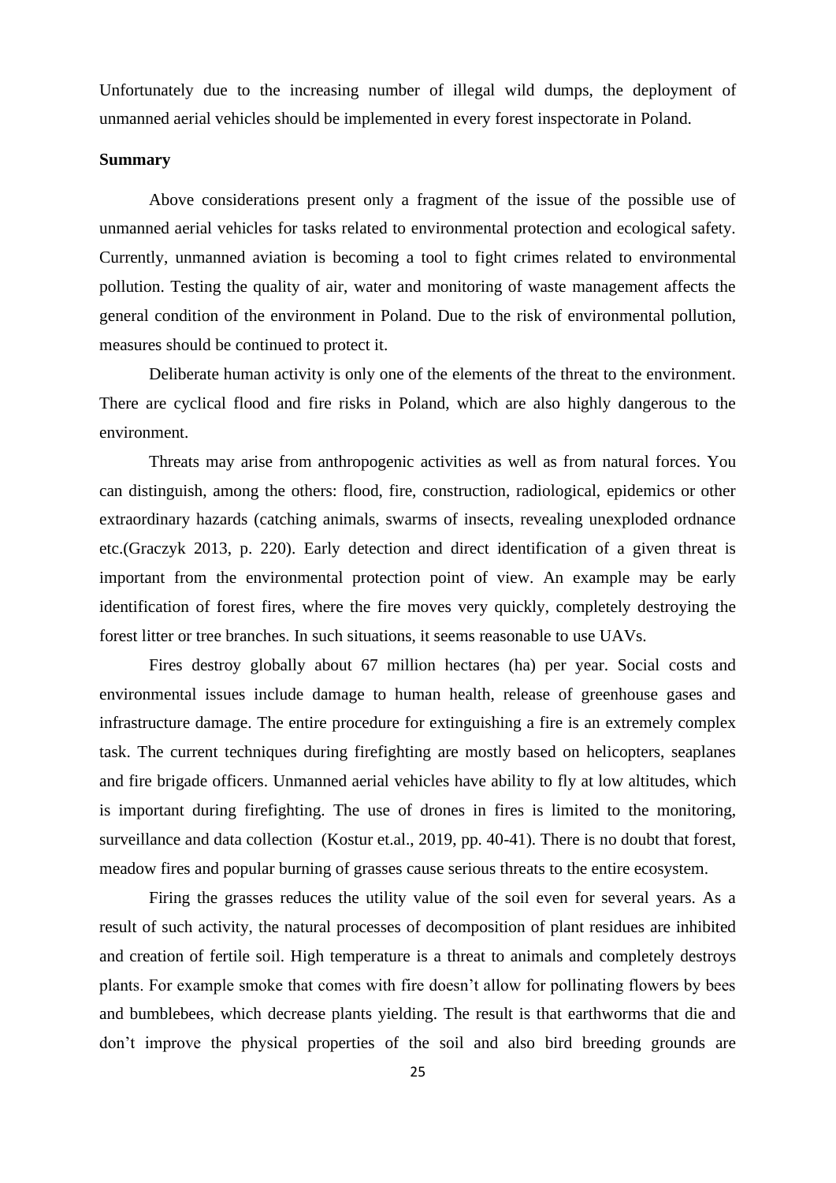Unfortunately due to the increasing number of illegal wild dumps, the deployment of unmanned aerial vehicles should be implemented in every forest inspectorate in Poland.

**Summary**

Above considerations present only a fragment of the issue of the possible use of unmanned aerial vehicles for tasks related to environmental protection and ecological safety. Currently, unmanned aviation is becoming a tool to fight crimes related to environmental pollution. Testing the quality of air, water and monitoring of waste management affects the general condition of the environment in Poland. Due to the risk of environmental pollution, measures should be continued to protect it.

Deliberate human activity is only one of the elements of the threat to the environment. There are cyclical flood and fire risks in Poland, which are also highly dangerous to the environment.

Threats may arise from anthropogenic activities as well as from natural forces. You can distinguish, among the others: flood, fire, construction, radiological, epidemics or other extraordinary hazards (catching animals, swarms of insects, revealing unexploded ordnance etc.(Graczyk 2013, p. 220). Early detection and direct identification of a given threat is important from the environmental protection point of view. An example may be early identification of forest fires, where the fire moves very quickly, completely destroying the forest litter or tree branches. In such situations, it seems reasonable to use UAVs.

Fires destroy globally about 67 million hectares (ha) per year. Social costs and environmental issues include damage to human health, release of greenhouse gases and infrastructure damage. The entire procedure for extinguishing a fire is an extremely complex task. The current techniques during firefighting are mostly based on helicopters, seaplanes and fire brigade officers. Unmanned aerial vehicles have ability to fly at low altitudes, which is important during firefighting. The use of drones in fires is limited to the monitoring, surveillance and data collection (Kostur et.al., 2019, pp. 40-41). There is no doubt that forest, meadow fires and popular burning of grasses cause serious threats to the entire ecosystem.

Firing the grasses reduces the utility value of the soil even for several years. As a result of such activity, the natural processes of decomposition of plant residues are inhibited and creation of fertile soil. High temperature is a threat to animals and completely destroys plants. For example smoke that comes with fire doesn't allow for pollinating flowers by bees and bumblebees, which decrease plants yielding. The result is that earthworms that die and don't improve the physical properties of the soil and also bird breeding grounds are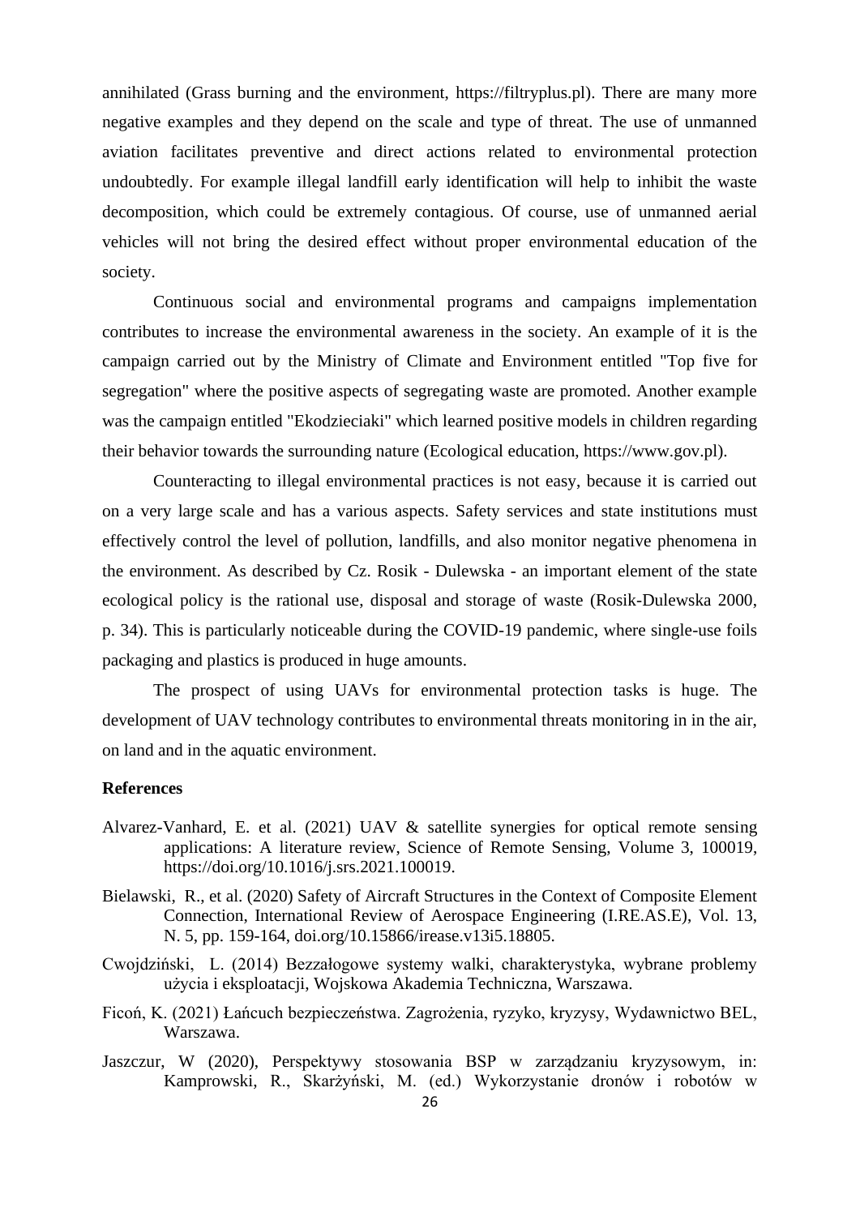annihilated (Grass burning and the environment, https://filtryplus.pl). There are many more negative examples and they depend on the scale and type of threat. The use of unmanned aviation facilitates preventive and direct actions related to environmental protection undoubtedly. For example illegal landfill early identification will help to inhibit the waste decomposition, which could be extremely contagious. Of course, use of unmanned aerial vehicles will not bring the desired effect without proper environmental education of the society.

Continuous social and environmental programs and campaigns implementation contributes to increase the environmental awareness in the society. An example of it is the campaign carried out by the Ministry of Climate and Environment entitled "Top five for segregation" where the positive aspects of segregating waste are promoted. Another example was the campaign entitled "Ekodzieciaki" which learned positive models in children regarding their behavior towards the surrounding nature (Ecological education, https://www.gov.pl).

Counteracting to illegal environmental practices is not easy, because it is carried out on a very large scale and has a various aspects. Safety services and state institutions must effectively control the level of pollution, landfills, and also monitor negative phenomena in the environment. As described by Cz. Rosik - Dulewska - an important element of the state ecological policy is the rational use, disposal and storage of waste (Rosik-Dulewska 2000, p. 34). This is particularly noticeable during the COVID-19 pandemic, where single-use foils packaging and plastics is produced in huge amounts.

The prospect of using UAVs for environmental protection tasks is huge. The development of UAV technology contributes to environmental threats monitoring in in the air, on land and in the aquatic environment.

**References**

Alvarez-Vanhard, E. et al. (2021) UAV & satellite synergies for optical remote sensing applications: A literature review, Science of Remote Sensing, Volume 3, 100019, https://doi.org/10.1016/j.srs.2021.100019.

Bielawski, R., et al. (2020) Safety of Aircraft Structures in the Context of Composite Element Connection, International Review of Aerospace Engineering (I.RE.AS.E), Vol. 13, N. 5, pp. 159-164, doi.org/10.15866/irease.v13i5.18805.

Cwojdziński, L. (2014) Bezzałogowe systemy walki, charakterystyka, wybrane problemy użycia i eksploatacji, Wojskowa Akademia Techniczna, Warszawa.

Ficoń, K. (2021) Łańcuch bezpieczeństwa. Zagrożenia, ryzyko, kryzysy, Wydawnictwo BEL, Warszawa.

Jaszczur, W (2020), Perspektywy stosowania BSP w zarządzaniu kryzysowym, in: Kamprowski, R., Skarżyński, M. (ed.) Wykorzystanie dronów i robotów w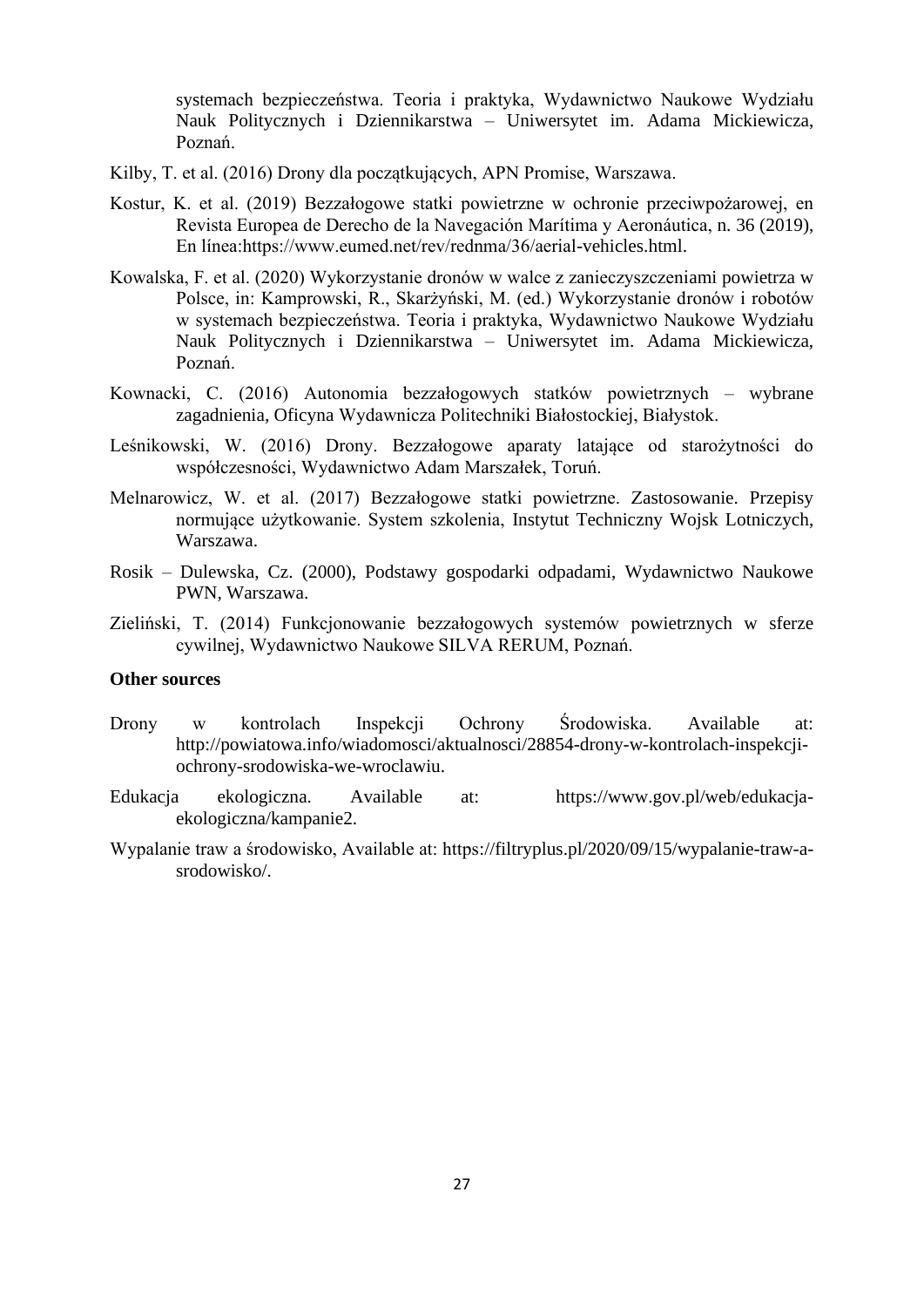systemach bezpieczeństwa. Teoria i praktyka, Wydawnictwo Naukowe Wydziału Nauk Politycznych i Dziennikarstwa – Uniwersytet im. Adama Mickiewicza, Poznań.

Kilby, T. et al. (2016) Drony dla początkujących, APN Promise, Warszawa.

Kostur, K. et al. (2019) Bezzałogowe statki powietrzne w ochronie przeciwpożarowej, en Revista Europea de Derecho de la Navegación Marítima y Aeronáutica, n. 36 (2019), En línea:https://www.eumed.net/rev/rednma/36/aerial-vehicles.html.

Kowalska, F. et al. (2020) Wykorzystanie dronów w walce z zanieczyszczeniami powietrza w Polsce, in: Kamprowski, R., Skarżyński, M. (ed.) Wykorzystanie dronów i robotów w systemach bezpieczeństwa. Teoria i praktyka, Wydawnictwo Naukowe Wydziału Nauk Politycznych i Dziennikarstwa – Uniwersytet im. Adama Mickiewicza, Poznań.

Kownacki, C. (2016) Autonomia bezzałogowych statków powietrznych – wybrane zagadnienia, Oficyna Wydawnicza Politechniki Białostockiej, Białystok.

Leśnikowski, W. (2016) Drony. Bezzałogowe aparaty latające od starożytności do współczesności, Wydawnictwo Adam Marszałek, Toruń.

Melnarowicz, W. et al. (2017) Bezzałogowe statki powietrzne. Zastosowanie. Przepisy normujące użytkowanie. System szkolenia, Instytut Techniczny Wojsk Lotniczych, Warszawa.

Rosik – Dulewska, Cz. (2000), Podstawy gospodarki odpadami, Wydawnictwo Naukowe PWN, Warszawa.

Zieliński, T. (2014) Funkcjonowanie bezzałogowych systemów powietrznych w sferze cywilnej, Wydawnictwo Naukowe SILVA RERUM, Poznań.

**Other sources**

Drony w kontrolach Inspekcji Ochrony Środowiska. Available at: http://powiatowa.info/wiadomosci/aktualnosci/28854-drony-w-kontrolach-inspekcji-ochrony-srodowiska-we-wroclawiu.

Edukacja ekologiczna. Available at: https://www.gov.pl/web/edukacja-ekologiczna/kampanie2.

Wypalanie traw a środowisko, Available at: https://filtryplus.pl/2020/09/15/wypalanie-traw-a-srodowisko/.